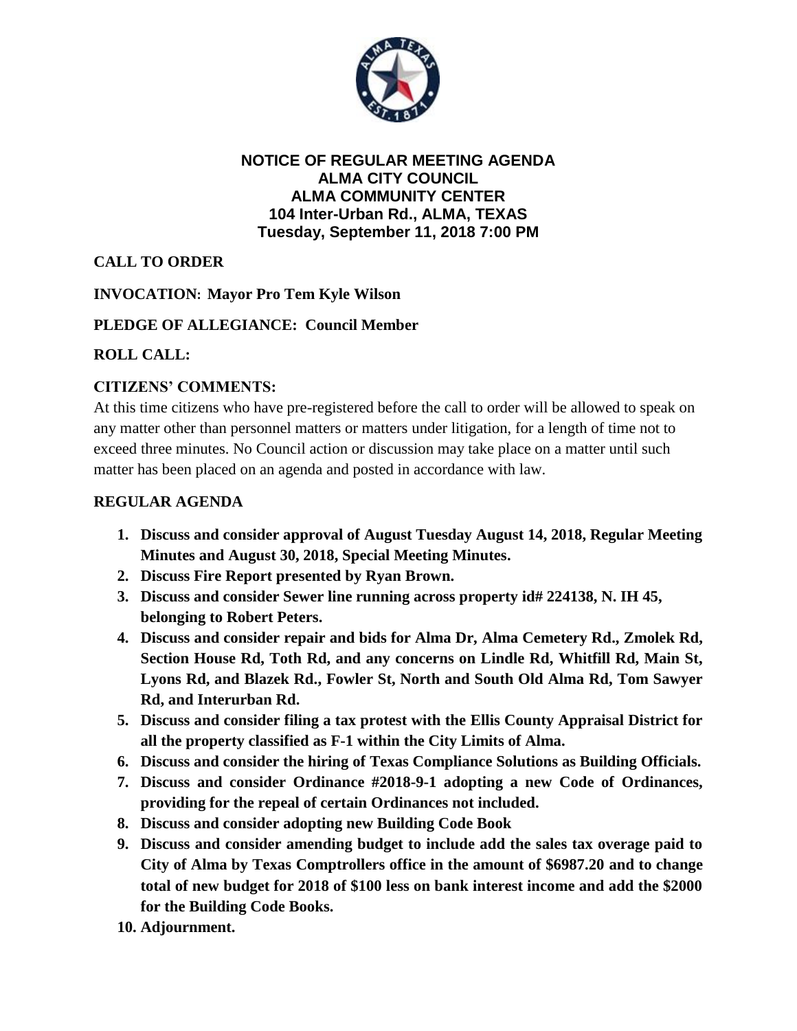**NOTICE OF REGULAR MEETING AGENDA**
**ALMA CITY COUNCIL**
**ALMA COMMUNITY CENTER**
**104 Inter-Urban Rd., ALMA, TEXAS**
**Tuesday, September 11, 2018 7:00 PM**

**CALL TO ORDER**

**INVOCATION: Mayor Pro Tem Kyle Wilson**

**PLEDGE OF ALLEGIANCE: Council Member**

**ROLL CALL:**

**CITIZENS' COMMENTS:**

At this time citizens who have pre-registered before the call to order will be allowed to speak on any matter other than personnel matters or matters under litigation, for a length of time not to exceed three minutes. No Council action or discussion may take place on a matter until such matter has been placed on an agenda and posted in accordance with law.

**REGULAR AGENDA**

1. **Discuss and consider approval of August Tuesday August 14, 2018, Regular Meeting Minutes and August 30, 2018, Special Meeting Minutes.**
2. **Discuss Fire Report presented by Ryan Brown.**
3. **Discuss and consider Sewer line running across property id# 224138, N. IH 45, belonging to Robert Peters.**
4. **Discuss and consider repair and bids for Alma Dr, Alma Cemetery Rd., Zmolek Rd, Section House Rd, Toth Rd, and any concerns on Lindle Rd, Whitfill Rd, Main St, Lyons Rd, and Blazek Rd., Fowler St, North and South Old Alma Rd, Tom Sawyer Rd, and Interurban Rd.**
5. **Discuss and consider filing a tax protest with the Ellis County Appraisal District for all the property classified as F-1 within the City Limits of Alma.**
6. **Discuss and consider the hiring of Texas Compliance Solutions as Building Officials.**
7. **Discuss and consider Ordinance #2018-9-1 adopting a new Code of Ordinances, providing for the repeal of certain Ordinances not included.**
8. **Discuss and consider adopting new Building Code Book**
9. **Discuss and consider amending budget to include add the sales tax overage paid to City of Alma by Texas Comptrollers office in the amount of $6987.20 and to change total of new budget for 2018 of $100 less on bank interest income and add the $2000 for the Building Code Books.**
10. **Adjournment.**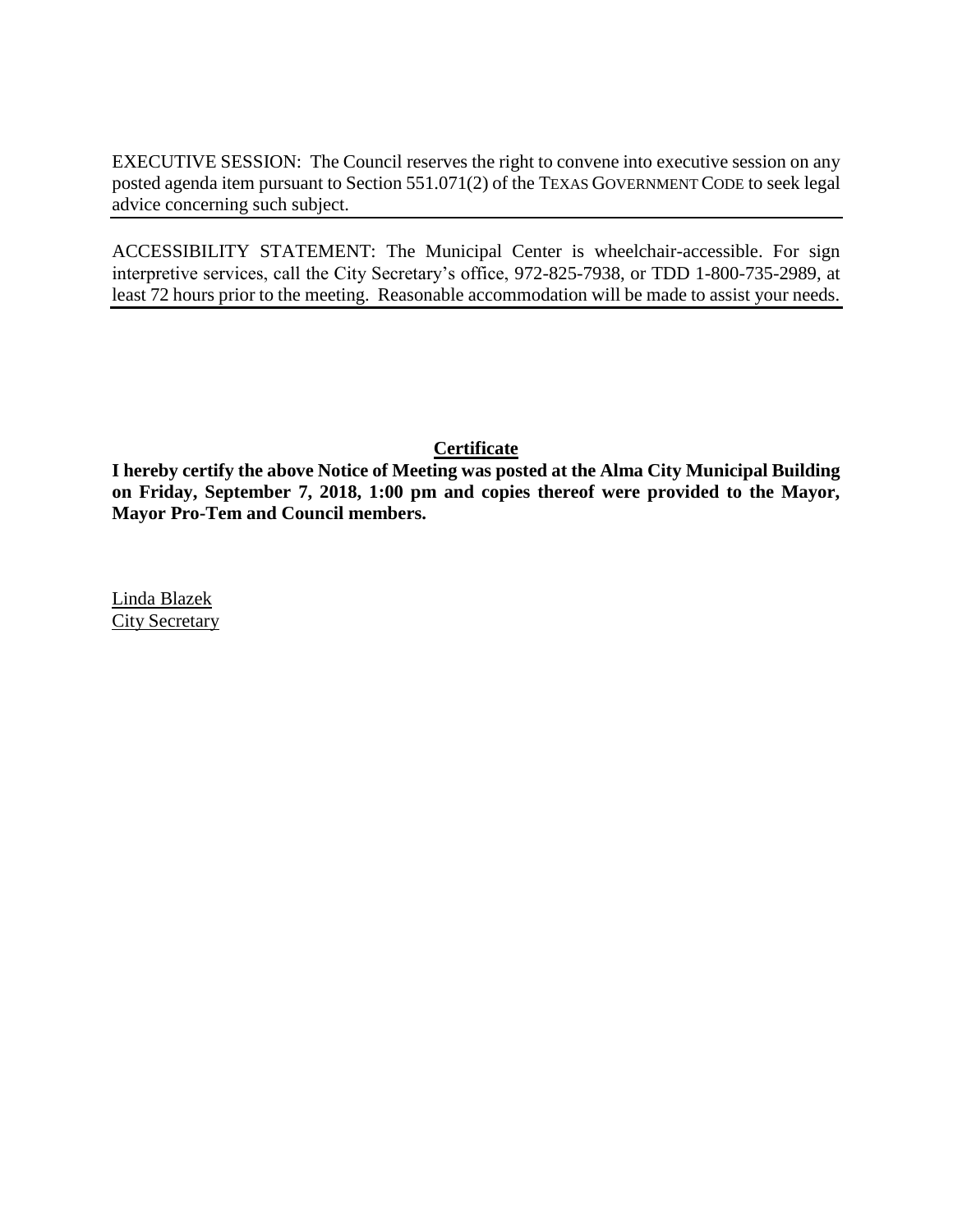EXECUTIVE SESSION: The Council reserves the right to convene into executive session on any posted agenda item pursuant to Section 551.071(2) of the TEXAS GOVERNMENT CODE to seek legal advice concerning such subject.

---

ACCESSIBILITY STATEMENT: The Municipal Center is wheelchair-accessible. For sign interpretive services, call the City Secretary's office, 972-825-7938, or TDD 1-800-735-2989, at least 72 hours prior to the meeting. Reasonable accommodation will be made to assist your needs.

---

**Certificate**

**I hereby certify the above Notice of Meeting was posted at the Alma City Municipal Building on Friday, September 7, 2018, 1:00 pm and copies thereof were provided to the Mayor, Mayor Pro-Tem and Council members.**

Linda Blazek
City Secretary